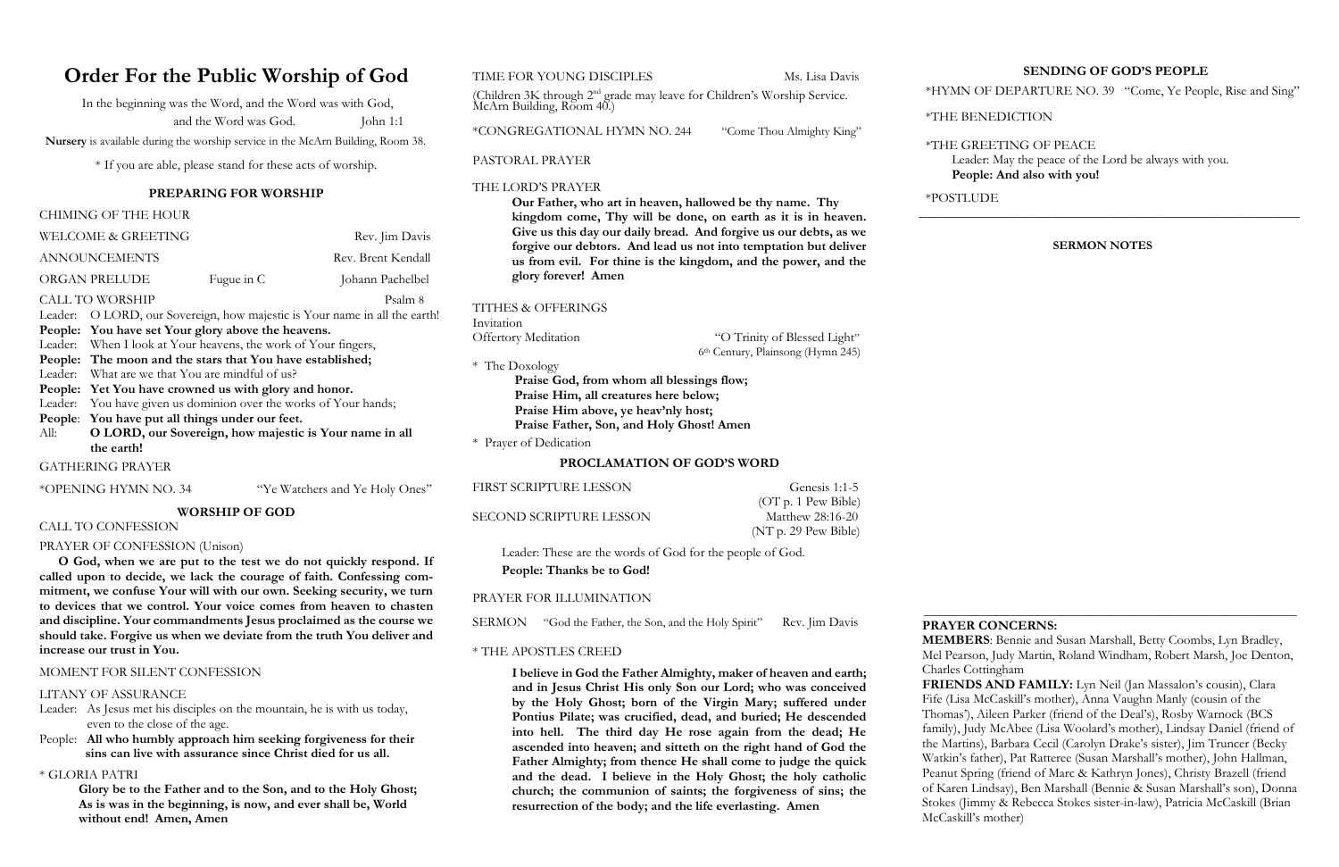# Order For the Public Worship of God

In the beginning was the Word, and the Word was with God, and the Word was God. John 1:1

**Nursery** is available during the worship service in the McArn Building, Room 38.

\* If you are able, please stand for these acts of worship.

## PREPARING FOR WORSHIP

CHIMING OF THE HOUR

WELCOME & GREETING — Rev. Jim Davis

ANNOUNCEMENTS — Rev. Brent Kendall

ORGAN PRELUDE — Fugue in C — Johann Pachelbel

CALL TO WORSHIP — Psalm 8

Leader: O LORD, our Sovereign, how majestic is Your name in all the earth!
**People: You have set Your glory above the heavens.**
Leader: When I look at Your heavens, the work of Your fingers,
**People: The moon and the stars that You have established;**
Leader: What are we that You are mindful of us?
**People: Yet You have crowned us with glory and honor.**
Leader: You have given us dominion over the works of Your hands;
**People: You have put all things under our feet.**
All: **O LORD, our Sovereign, how majestic is Your name in all the earth!**

GATHERING PRAYER

\*OPENING HYMN NO. 34 — "Ye Watchers and Ye Holy Ones"

## WORSHIP OF GOD

CALL TO CONFESSION

PRAYER OF CONFESSION (Unison)

**O God, when we are put to the test we do not quickly respond. If called upon to decide, we lack the courage of faith. Confessing commitment, we confuse Your will with our own. Seeking security, we turn to devices that we control. Your voice comes from heaven to chasten and discipline. Your commandments Jesus proclaimed as the course we should take. Forgive us when we deviate from the truth You deliver and increase our trust in You.**

MOMENT FOR SILENT CONFESSION

LITANY OF ASSURANCE

Leader: As Jesus met his disciples on the mountain, he is with us today, even to the close of the age.
People: **All who humbly approach him seeking forgiveness for their sins can live with assurance since Christ died for us all.**

\* GLORIA PATRI

**Glory be to the Father and to the Son, and to the Holy Ghost; As is was in the beginning, is now, and ever shall be, World without end! Amen, Amen**

TIME FOR YOUNG DISCIPLES — Ms. Lisa Davis

(Children 3K through 2nd grade may leave for Children's Worship Service. McArn Building, Room 40.)

\*CONGREGATIONAL HYMN NO. 244 — "Come Thou Almighty King"

PASTORAL PRAYER

THE LORD'S PRAYER

**Our Father, who art in heaven, hallowed be thy name. Thy kingdom come, Thy will be done, on earth as it is in heaven. Give us this day our daily bread. And forgive us our debts, as we forgive our debtors. And lead us not into temptation but deliver us from evil. For thine is the kingdom, and the power, and the glory forever! Amen**

TITHES & OFFERINGS

Invitation

Offertory Meditation — "O Trinity of Blessed Light" 6th Century, Plainsong (Hymn 245)

\* The Doxology

**Praise God, from whom all blessings flow;**
**Praise Him, all creatures here below;**
**Praise Him above, ye heav'nly host;**
**Praise Father, Son, and Holy Ghost! Amen**

\* Prayer of Dedication

## PROCLAMATION OF GOD'S WORD

FIRST SCRIPTURE LESSON — Genesis 1:1-5 (OT p. 1 Pew Bible)

SECOND SCRIPTURE LESSON — Matthew 28:16-20 (NT p. 29 Pew Bible)

Leader: These are the words of God for the people of God.
**People: Thanks be to God!**

PRAYER FOR ILLUMINATION

SERMON — "God the Father, the Son, and the Holy Spirit" — Rev. Jim Davis

\* THE APOSTLES CREED

**I believe in God the Father Almighty, maker of heaven and earth; and in Jesus Christ His only Son our Lord; who was conceived by the Holy Ghost; born of the Virgin Mary; suffered under Pontius Pilate; was crucified, dead, and buried; He descended into hell. The third day He rose again from the dead; He ascended into heaven; and sitteth on the right hand of God the Father Almighty; from thence He shall come to judge the quick and the dead. I believe in the Holy Ghost; the holy catholic church; the communion of saints; the forgiveness of sins; the resurrection of the body; and the life everlasting. Amen**

## SENDING OF GOD'S PEOPLE

\*HYMN OF DEPARTURE NO. 39 — "Come, Ye People, Rise and Sing"

\*THE BENEDICTION

\*THE GREETING OF PEACE

Leader: May the peace of the Lord be always with you.
**People: And also with you!**

\*POSTLUDE

---

**SERMON NOTES**

---

**PRAYER CONCERNS:**

**MEMBERS**: Bennie and Susan Marshall, Betty Coombs, Lyn Bradley, Mel Pearson, Judy Martin, Roland Windham, Robert Marsh, Joe Denton, Charles Cottingham

**FRIENDS AND FAMILY:** Lyn Neil (Jan Massalon's cousin), Clara Fife (Lisa McCaskill's mother), Anna Vaughn Manly (cousin of the Thomas'), Aileen Parker (friend of the Deal's), Rosby Warnock (BCS family), Judy McAbee (Lisa Woolard's mother), Lindsay Daniel (friend of the Martins), Barbara Cecil (Carolyn Drake's sister), Jim Truncer (Becky Watkin's father), Pat Ratteree (Susan Marshall's mother), John Hallman, Peanut Spring (friend of Marc & Kathryn Jones), Christy Brazell (friend of Karen Lindsay), Ben Marshall (Bennie & Susan Marshall's son), Donna Stokes (Jimmy & Rebecca Stokes sister-in-law), Patricia McCaskill (Brian McCaskill's mother)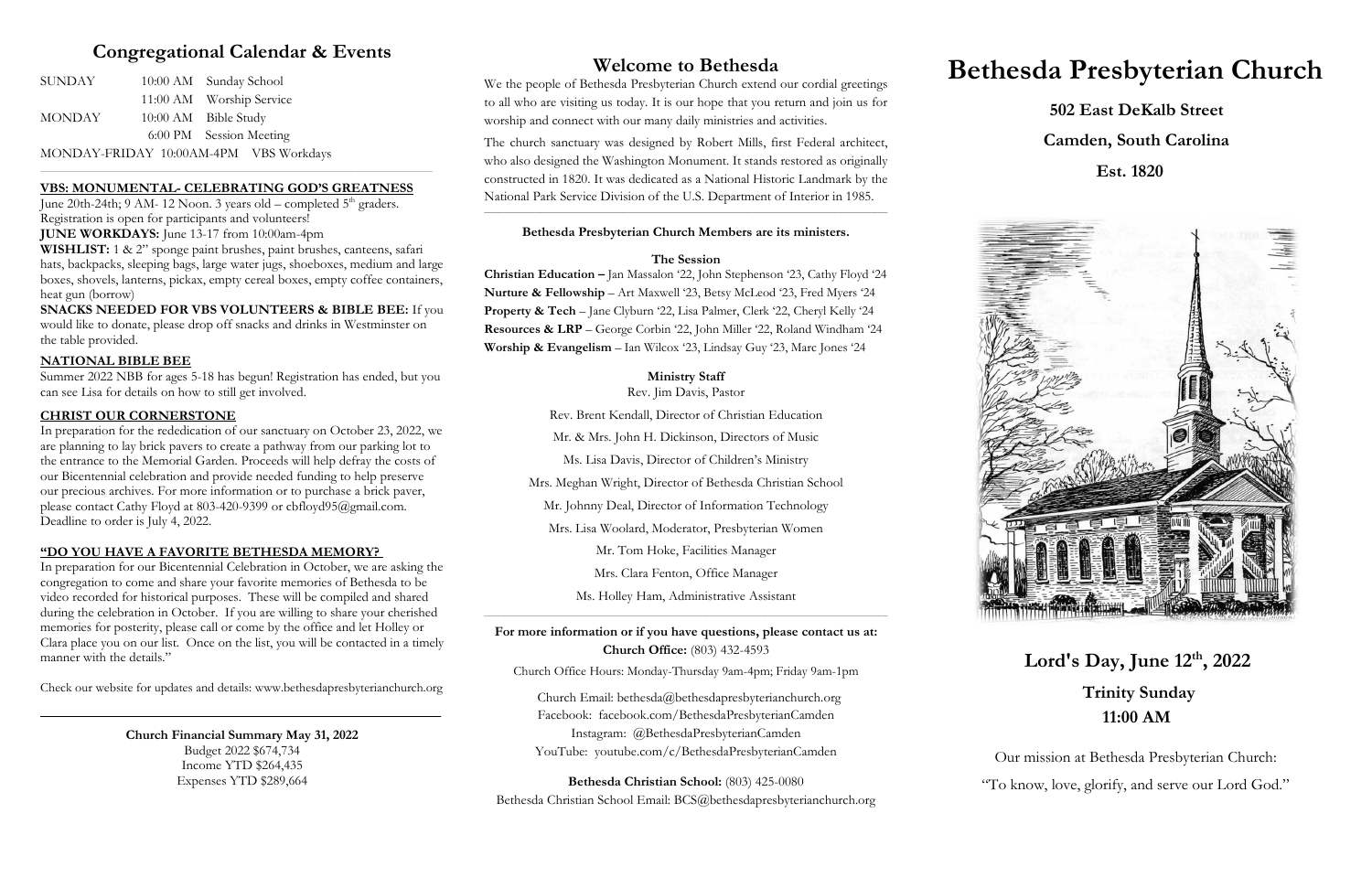## Congregational Calendar & Events

| | | |
|---|---|---|
| SUNDAY | 10:00 AM | Sunday School |
| | 11:00 AM | Worship Service |
| MONDAY | 10:00 AM | Bible Study |
| | 6:00 PM | Session Meeting |
| MONDAY-FRIDAY | 10:00AM-4PM | VBS Workdays |

**VBS: MONUMENTAL- CELEBRATING GOD'S GREATNESS**

June 20th-24th; 9 AM- 12 Noon. 3 years old – completed 5th graders. Registration is open for participants and volunteers!

**JUNE WORKDAYS:** June 13-17 from 10:00am-4pm

**WISHLIST:** 1 & 2" sponge paint brushes, paint brushes, canteens, safari hats, backpacks, sleeping bags, large water jugs, shoeboxes, medium and large boxes, shovels, lanterns, pickax, empty cereal boxes, empty coffee containers, heat gun (borrow)

**SNACKS NEEDED FOR VBS VOLUNTEERS & BIBLE BEE:** If you would like to donate, please drop off snacks and drinks in Westminster on the table provided.

**NATIONAL BIBLE BEE**

Summer 2022 NBB for ages 5-18 has begun! Registration has ended, but you can see Lisa for details on how to still get involved.

**CHRIST OUR CORNERSTONE**

In preparation for the rededication of our sanctuary on October 23, 2022, we are planning to lay brick pavers to create a pathway from our parking lot to the entrance to the Memorial Garden. Proceeds will help defray the costs of our Bicentennial celebration and provide needed funding to help preserve our precious archives. For more information or to purchase a brick paver, please contact Cathy Floyd at 803-420-9399 or cbfloyd95@gmail.com. Deadline to order is July 4, 2022.

**"DO YOU HAVE A FAVORITE BETHESDA MEMORY?**

In preparation for our Bicentennial Celebration in October, we are asking the congregation to come and share your favorite memories of Bethesda to be video recorded for historical purposes. These will be compiled and shared during the celebration in October. If you are willing to share your cherished memories for posterity, please call or come by the office and let Holley or Clara place you on our list. Once on the list, you will be contacted in a timely manner with the details."

Check our website for updates and details: www.bethesdapresbyterianchurch.org

**Church Financial Summary May 31, 2022**

Budget 2022 $674,734
Income YTD $264,435
Expenses YTD $289,664

## Welcome to Bethesda

We the people of Bethesda Presbyterian Church extend our cordial greetings to all who are visiting us today. It is our hope that you return and join us for worship and connect with our many daily ministries and activities.

The church sanctuary was designed by Robert Mills, first Federal architect, who also designed the Washington Monument. It stands restored as originally constructed in 1820. It was dedicated as a National Historic Landmark by the National Park Service Division of the U.S. Department of Interior in 1985.

**Bethesda Presbyterian Church Members are its ministers.**

**The Session**

**Christian Education –** Jan Massalon '22, John Stephenson '23, Cathy Floyd '24
**Nurture & Fellowship** – Art Maxwell '23, Betsy McLeod '23, Fred Myers '24
**Property & Tech** – Jane Clyburn '22, Lisa Palmer, Clerk '22, Cheryl Kelly '24
**Resources & LRP** – George Corbin '22, John Miller '22, Roland Windham '24
**Worship & Evangelism** – Ian Wilcox '23, Lindsay Guy '23, Marc Jones '24

**Ministry Staff**

Rev. Jim Davis, Pastor
Rev. Brent Kendall, Director of Christian Education
Mr. & Mrs. John H. Dickinson, Directors of Music
Ms. Lisa Davis, Director of Children's Ministry
Mrs. Meghan Wright, Director of Bethesda Christian School
Mr. Johnny Deal, Director of Information Technology
Mrs. Lisa Woolard, Moderator, Presbyterian Women
Mr. Tom Hoke, Facilities Manager
Mrs. Clara Fenton, Office Manager
Ms. Holley Ham, Administrative Assistant

**For more information or if you have questions, please contact us at:**
**Church Office:** (803) 432-4593

Church Office Hours: Monday-Thursday 9am-4pm; Friday 9am-1pm

Church Email: bethesda@bethesdapresbyterianchurch.org
Facebook: facebook.com/BethesdaPresbyterianCamden
Instagram: @BethesdaPresbyterianCamden
YouTube: youtube.com/c/BethesdaPresbyterianCamden

**Bethesda Christian School:** (803) 425-0080
Bethesda Christian School Email: BCS@bethesdapresbyterianchurch.org

# Bethesda Presbyterian Church

**502 East DeKalb Street**

**Camden, South Carolina**

**Est. 1820**

## Lord's Day, June 12th, 2022

**Trinity Sunday**
**11:00 AM**

Our mission at Bethesda Presbyterian Church:
"To know, love, glorify, and serve our Lord God."